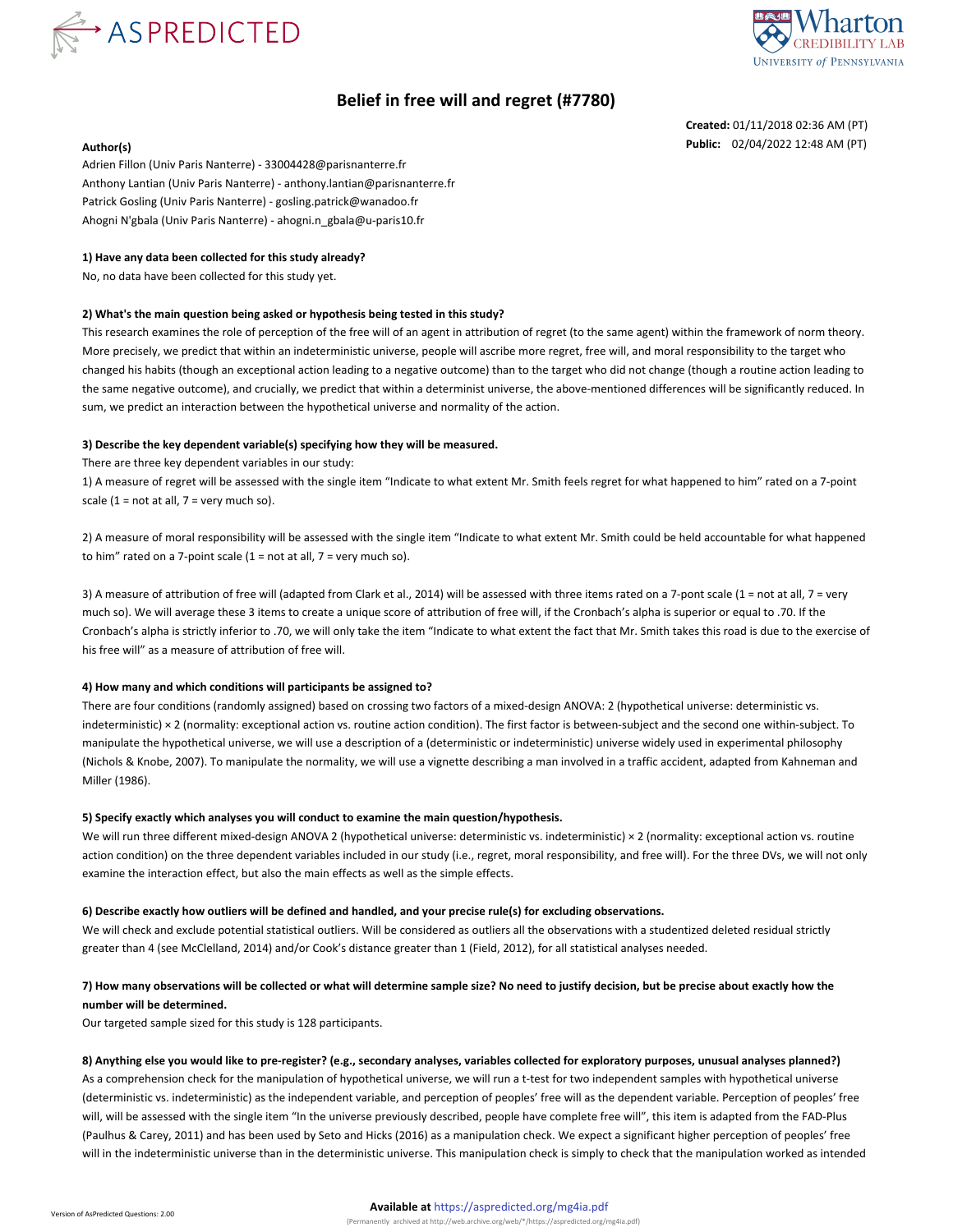# Belief in free will and regret (#7780)

**Created:** 01/11/2018 02:36 AM (PT)
**Public:** 02/04/2022 12:48 AM (PT)

**Author(s)**

Adrien Fillon (Univ Paris Nanterre) - 33004428@parisnanterre.fr
Anthony Lantian (Univ Paris Nanterre) - anthony.lantian@parisnanterre.fr
Patrick Gosling (Univ Paris Nanterre) - gosling.patrick@wanadoo.fr
Ahogni N'gbala (Univ Paris Nanterre) - ahogni.n_gbala@u-paris10.fr

**1) Have any data been collected for this study already?**

No, no data have been collected for this study yet.

**2) What's the main question being asked or hypothesis being tested in this study?**

This research examines the role of perception of the free will of an agent in attribution of regret (to the same agent) within the framework of norm theory. More precisely, we predict that within an indeterministic universe, people will ascribe more regret, free will, and moral responsibility to the target who changed his habits (though an exceptional action leading to a negative outcome) than to the target who did not change (though a routine action leading to the same negative outcome), and crucially, we predict that within a determinist universe, the above-mentioned differences will be significantly reduced. In sum, we predict an interaction between the hypothetical universe and normality of the action.

**3) Describe the key dependent variable(s) specifying how they will be measured.**

There are three key dependent variables in our study:

1) A measure of regret will be assessed with the single item "Indicate to what extent Mr. Smith feels regret for what happened to him" rated on a 7-point scale (1 = not at all, 7 = very much so).

2) A measure of moral responsibility will be assessed with the single item "Indicate to what extent Mr. Smith could be held accountable for what happened to him" rated on a 7-point scale (1 = not at all, 7 = very much so).

3) A measure of attribution of free will (adapted from Clark et al., 2014) will be assessed with three items rated on a 7-pont scale (1 = not at all, 7 = very much so). We will average these 3 items to create a unique score of attribution of free will, if the Cronbach's alpha is superior or equal to .70. If the Cronbach's alpha is strictly inferior to .70, we will only take the item "Indicate to what extent the fact that Mr. Smith takes this road is due to the exercise of his free will" as a measure of attribution of free will.

**4) How many and which conditions will participants be assigned to?**

There are four conditions (randomly assigned) based on crossing two factors of a mixed-design ANOVA: 2 (hypothetical universe: deterministic vs. indeterministic) × 2 (normality: exceptional action vs. routine action condition). The first factor is between-subject and the second one within-subject. To manipulate the hypothetical universe, we will use a description of a (deterministic or indeterministic) universe widely used in experimental philosophy (Nichols & Knobe, 2007). To manipulate the normality, we will use a vignette describing a man involved in a traffic accident, adapted from Kahneman and Miller (1986).

**5) Specify exactly which analyses you will conduct to examine the main question/hypothesis.**

We will run three different mixed-design ANOVA 2 (hypothetical universe: deterministic vs. indeterministic) × 2 (normality: exceptional action vs. routine action condition) on the three dependent variables included in our study (i.e., regret, moral responsibility, and free will). For the three DVs, we will not only examine the interaction effect, but also the main effects as well as the simple effects.

**6) Describe exactly how outliers will be defined and handled, and your precise rule(s) for excluding observations.**

We will check and exclude potential statistical outliers. Will be considered as outliers all the observations with a studentized deleted residual strictly greater than 4 (see McClelland, 2014) and/or Cook's distance greater than 1 (Field, 2012), for all statistical analyses needed.

**7) How many observations will be collected or what will determine sample size? No need to justify decision, but be precise about exactly how the number will be determined.**

Our targeted sample sized for this study is 128 participants.

**8) Anything else you would like to pre-register? (e.g., secondary analyses, variables collected for exploratory purposes, unusual analyses planned?)**

As a comprehension check for the manipulation of hypothetical universe, we will run a t-test for two independent samples with hypothetical universe (deterministic vs. indeterministic) as the independent variable, and perception of peoples' free will as the dependent variable. Perception of peoples' free will, will be assessed with the single item "In the universe previously described, people have complete free will", this item is adapted from the FAD-Plus (Paulhus & Carey, 2011) and has been used by Seto and Hicks (2016) as a manipulation check. We expect a significant higher perception of peoples' free will in the indeterministic universe than in the deterministic universe. This manipulation check is simply to check that the manipulation worked as intended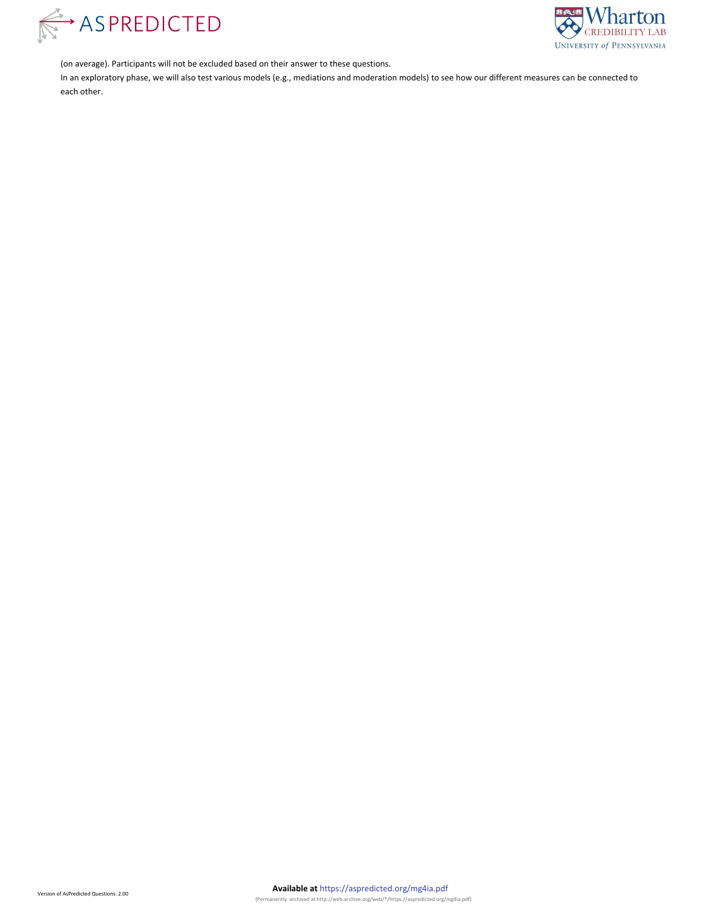(on average). Participants will not be excluded based on their answer to these questions.

In an exploratory phase, we will also test various models (e.g., mediations and moderation models) to see how our different measures can be connected to each other.